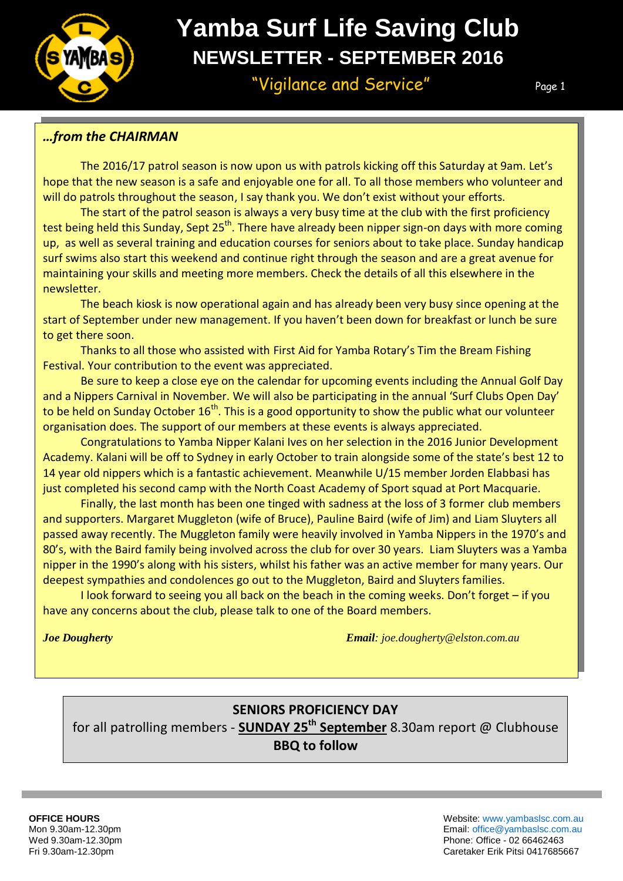# Yamba Surf Life Saving Club

## NEWSLETTER - SEPTEMBER 2016

"Vigilance and Service"

### *…from the CHAIRMAN*

The 2016/17 patrol season is now upon us with patrols kicking off this Saturday at 9am. Let's hope that the new season is a safe and enjoyable one for all. To all those members who volunteer and will do patrols throughout the season, I say thank you. We don't exist without your efforts.

The start of the patrol season is always a very busy time at the club with the first proficiency test being held this Sunday, Sept 25th. There have already been nipper sign-on days with more coming up, as well as several training and education courses for seniors about to take place. Sunday handicap surf swims also start this weekend and continue right through the season and are a great avenue for maintaining your skills and meeting more members. Check the details of all this elsewhere in the newsletter.

The beach kiosk is now operational again and has already been very busy since opening at the start of September under new management. If you haven't been down for breakfast or lunch be sure to get there soon.

Thanks to all those who assisted with First Aid for Yamba Rotary's Tim the Bream Fishing Festival. Your contribution to the event was appreciated.

Be sure to keep a close eye on the calendar for upcoming events including the Annual Golf Day and a Nippers Carnival in November. We will also be participating in the annual 'Surf Clubs Open Day' to be held on Sunday October 16th. This is a good opportunity to show the public what our volunteer organisation does. The support of our members at these events is always appreciated.

Congratulations to Yamba Nipper Kalani Ives on her selection in the 2016 Junior Development Academy. Kalani will be off to Sydney in early October to train alongside some of the state's best 12 to 14 year old nippers which is a fantastic achievement. Meanwhile U/15 member Jorden Elabbasi has just completed his second camp with the North Coast Academy of Sport squad at Port Macquarie.

Finally, the last month has been one tinged with sadness at the loss of 3 former club members and supporters. Margaret Muggleton (wife of Bruce), Pauline Baird (wife of Jim) and Liam Sluyters all passed away recently. The Muggleton family were heavily involved in Yamba Nippers in the 1970's and 80's, with the Baird family being involved across the club for over 30 years. Liam Sluyters was a Yamba nipper in the 1990's along with his sisters, whilst his father was an active member for many years. Our deepest sympathies and condolences go out to the Muggleton, Baird and Sluyters families.

I look forward to seeing you all back on the beach in the coming weeks. Don't forget – if you have any concerns about the club, please talk to one of the Board members.

***Joe Dougherty*** **Email**: *joe.dougherty@elston.com.au*

---

**SENIORS PROFICIENCY DAY**

for all patrolling members - **SUNDAY 25th September** 8.30am report @ Clubhouse

**BBQ to follow**

---

**OFFICE HOURS**
Mon 9.30am-12.30pm
Wed 9.30am-12.30pm
Fri 9.30am-12.30pm

Website: www.yambaslsc.com.au
Email: office@yambaslsc.com.au
Phone: Office - 02 66462463
Caretaker Erik Pitsi 0417685667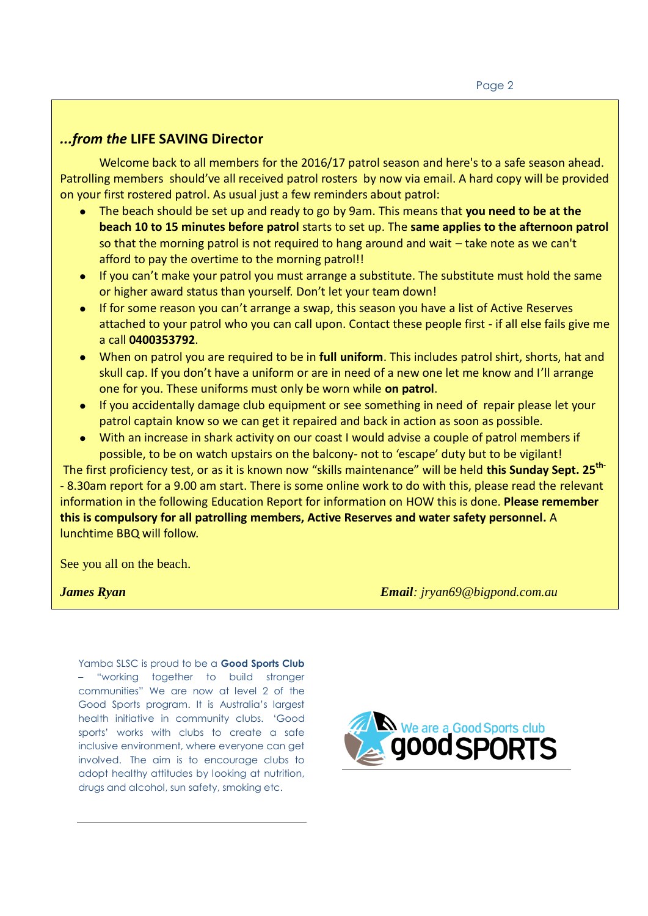## *...from the* LIFE SAVING Director

Welcome back to all members for the 2016/17 patrol season and here's to a safe season ahead. Patrolling members should've all received patrol rosters by now via email. A hard copy will be provided on your first rostered patrol. As usual just a few reminders about patrol:

- The beach should be set up and ready to go by 9am. This means that **you need to be at the beach 10 to 15 minutes before patrol** starts to set up. The **same applies to the afternoon patrol** so that the morning patrol is not required to hang around and wait – take note as we can't afford to pay the overtime to the morning patrol!!
- If you can't make your patrol you must arrange a substitute. The substitute must hold the same or higher award status than yourself. Don't let your team down!
- If for some reason you can't arrange a swap, this season you have a list of Active Reserves attached to your patrol who you can call upon. Contact these people first - if all else fails give me a call **0400353792**.
- When on patrol you are required to be in **full uniform**. This includes patrol shirt, shorts, hat and skull cap. If you don't have a uniform or are in need of a new one let me know and I'll arrange one for you. These uniforms must only be worn while **on patrol**.
- If you accidentally damage club equipment or see something in need of repair please let your patrol captain know so we can get it repaired and back in action as soon as possible.
- With an increase in shark activity on our coast I would advise a couple of patrol members if possible, to be on watch upstairs on the balcony- not to 'escape' duty but to be vigilant!

The first proficiency test, or as it is known now "skills maintenance" will be held **this Sunday Sept. 25th-** - 8.30am report for a 9.00 am start. There is some online work to do with this, please read the relevant information in the following Education Report for information on HOW this is done. **Please remember this is compulsory for all patrolling members, Active Reserves and water safety personnel.** A lunchtime BBQ will follow.

See you all on the beach.

***James Ryan*** ***Email**: jryan69@bigpond.com.au*

Yamba SLSC is proud to be a **Good Sports Club** – "working together to build stronger communities" We are now at level 2 of the Good Sports program. It is Australia's largest health initiative in community clubs. 'Good sports' works with clubs to create a safe inclusive environment, where everyone can get involved. The aim is to encourage clubs to adopt healthy attitudes by looking at nutrition, drugs and alcohol, sun safety, smoking etc.

We are a Good Sports club
good SPORTS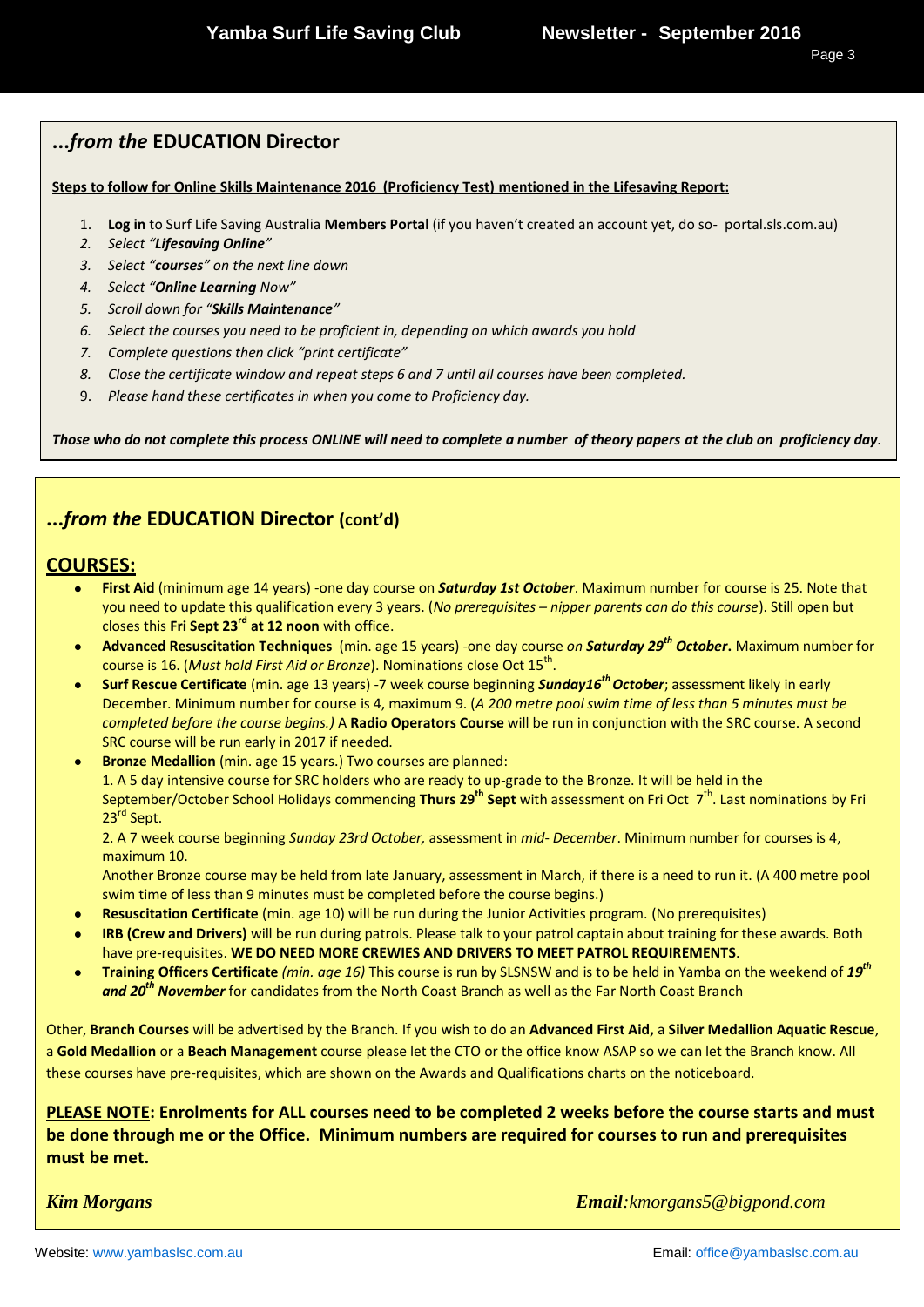## ...*from the* EDUCATION Director

**Steps to follow for Online Skills Maintenance 2016 (Proficiency Test) mentioned in the Lifesaving Report:**

1. **Log in** to Surf Life Saving Australia **Members Portal** (if you haven't created an account yet, do so- portal.sls.com.au)
2. *Select "**Lifesaving Online**"*
3. *Select "**courses**" on the next line down*
4. *Select "**Online Learning** Now"*
5. *Scroll down for "**Skills Maintenance**"*
6. *Select the courses you need to be proficient in, depending on which awards you hold*
7. *Complete questions then click "print certificate"*
8. *Close the certificate window and repeat steps 6 and 7 until all courses have been completed.*
9. *Please hand these certificates in when you come to Proficiency day.*

***Those who do not complete this process ONLINE will need to complete a number of theory papers at the club on proficiency day***.

## ...*from the* EDUCATION Director (cont'd)

### COURSES:

- **First Aid** (minimum age 14 years) -one day course on ***Saturday 1st October***. Maximum number for course is 25. Note that you need to update this qualification every 3 years. (*No prerequisites – nipper parents can do this course*). Still open but closes this **Fri Sept 23rd at 12 noon** with office.
- **Advanced Resuscitation Techniques** (min. age 15 years) -one day course *on* ***Saturday 29th October***. Maximum number for course is 16. (*Must hold First Aid or Bronze*). Nominations close Oct 15th.
- **Surf Rescue Certificate** (min. age 13 years) -7 week course beginning ***Sunday16th October***; assessment likely in early December. Minimum number for course is 4, maximum 9. (*A 200 metre pool swim time of less than 5 minutes must be completed before the course begins.)* A **Radio Operators Course** will be run in conjunction with the SRC course. A second SRC course will be run early in 2017 if needed.
- **Bronze Medallion** (min. age 15 years.) Two courses are planned:
  1. A 5 day intensive course for SRC holders who are ready to up-grade to the Bronze. It will be held in the September/October School Holidays commencing **Thurs 29th Sept** with assessment on Fri Oct 7th. Last nominations by Fri 23rd Sept.
  2. A 7 week course beginning *Sunday 23rd October,* assessment in *mid- December*. Minimum number for courses is 4, maximum 10.

  Another Bronze course may be held from late January, assessment in March, if there is a need to run it. (A 400 metre pool swim time of less than 9 minutes must be completed before the course begins.)
- **Resuscitation Certificate** (min. age 10) will be run during the Junior Activities program. (No prerequisites)
- **IRB (Crew and Drivers)** will be run during patrols. Please talk to your patrol captain about training for these awards. Both have pre-requisites. **WE DO NEED MORE CREWIES AND DRIVERS TO MEET PATROL REQUIREMENTS**.
- **Training Officers Certificate** *(min. age 16)* This course is run by SLSNSW and is to be held in Yamba on the weekend of ***19th and 20th November*** for candidates from the North Coast Branch as well as the Far North Coast Branch

Other, **Branch Courses** will be advertised by the Branch. If you wish to do an **Advanced First Aid,** a **Silver Medallion Aquatic Rescue**, a **Gold Medallion** or a **Beach Management** course please let the CTO or the office know ASAP so we can let the Branch know. All these courses have pre-requisites, which are shown on the Awards and Qualifications charts on the noticeboard.

**PLEASE NOTE: Enrolments for ALL courses need to be completed 2 weeks before the course starts and must be done through me or the Office. Minimum numbers are required for courses to run and prerequisites must be met.**

***Kim Morgans*** ***Email****:kmorgans5@bigpond.com*

Website: www.yambaslsc.com.au Email: office@yambaslsc.com.au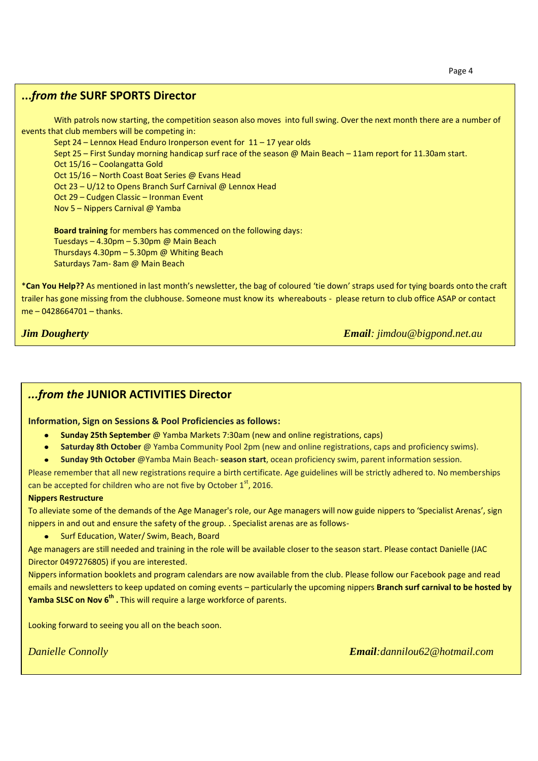## *...from the* SURF SPORTS Director

With patrols now starting, the competition season also moves into full swing. Over the next month there are a number of events that club members will be competing in:

Sept 24 – Lennox Head Enduro Ironperson event for 11 – 17 year olds
Sept 25 – First Sunday morning handicap surf race of the season @ Main Beach – 11am report for 11.30am start.
Oct 15/16 – Coolangatta Gold
Oct 15/16 – North Coast Boat Series @ Evans Head
Oct 23 – U/12 to Opens Branch Surf Carnival @ Lennox Head
Oct 29 – Cudgen Classic – Ironman Event
Nov 5 – Nippers Carnival @ Yamba

**Board training** for members has commenced on the following days:
Tuesdays – 4.30pm – 5.30pm @ Main Beach
Thursdays 4.30pm – 5.30pm @ Whiting Beach
Saturdays 7am- 8am @ Main Beach

\***Can You Help??** As mentioned in last month's newsletter, the bag of coloured 'tie down' straps used for tying boards onto the craft trailer has gone missing from the clubhouse. Someone must know its whereabouts - please return to club office ASAP or contact me – 0428664701 – thanks.

***Jim Dougherty*** ***Email***: *jimdou@bigpond.net.au*

## *...from the* JUNIOR ACTIVITIES Director

**Information, Sign on Sessions & Pool Proficiencies as follows:**

- **Sunday 25th September** @ Yamba Markets 7:30am (new and online registrations, caps)
- **Saturday 8th October** @ Yamba Community Pool 2pm (new and online registrations, caps and proficiency swims).
- **Sunday 9th October** @Yamba Main Beach- **season start**, ocean proficiency swim, parent information session.

Please remember that all new registrations require a birth certificate. Age guidelines will be strictly adhered to. No memberships can be accepted for children who are not five by October 1st, 2016.

**Nippers Restructure**

To alleviate some of the demands of the Age Manager's role, our Age managers will now guide nippers to 'Specialist Arenas', sign nippers in and out and ensure the safety of the group. . Specialist arenas are as follows-

- Surf Education, Water/ Swim, Beach, Board

Age managers are still needed and training in the role will be available closer to the season start. Please contact Danielle (JAC Director 0497276805) if you are interested.

Nippers information booklets and program calendars are now available from the club. Please follow our Facebook page and read emails and newsletters to keep updated on coming events – particularly the upcoming nippers **Branch surf carnival to be hosted by Yamba SLSC on Nov 6th .** This will require a large workforce of parents.

Looking forward to seeing you all on the beach soon.

*Danielle Connolly* ***Email***:*dannilou62@hotmail.com*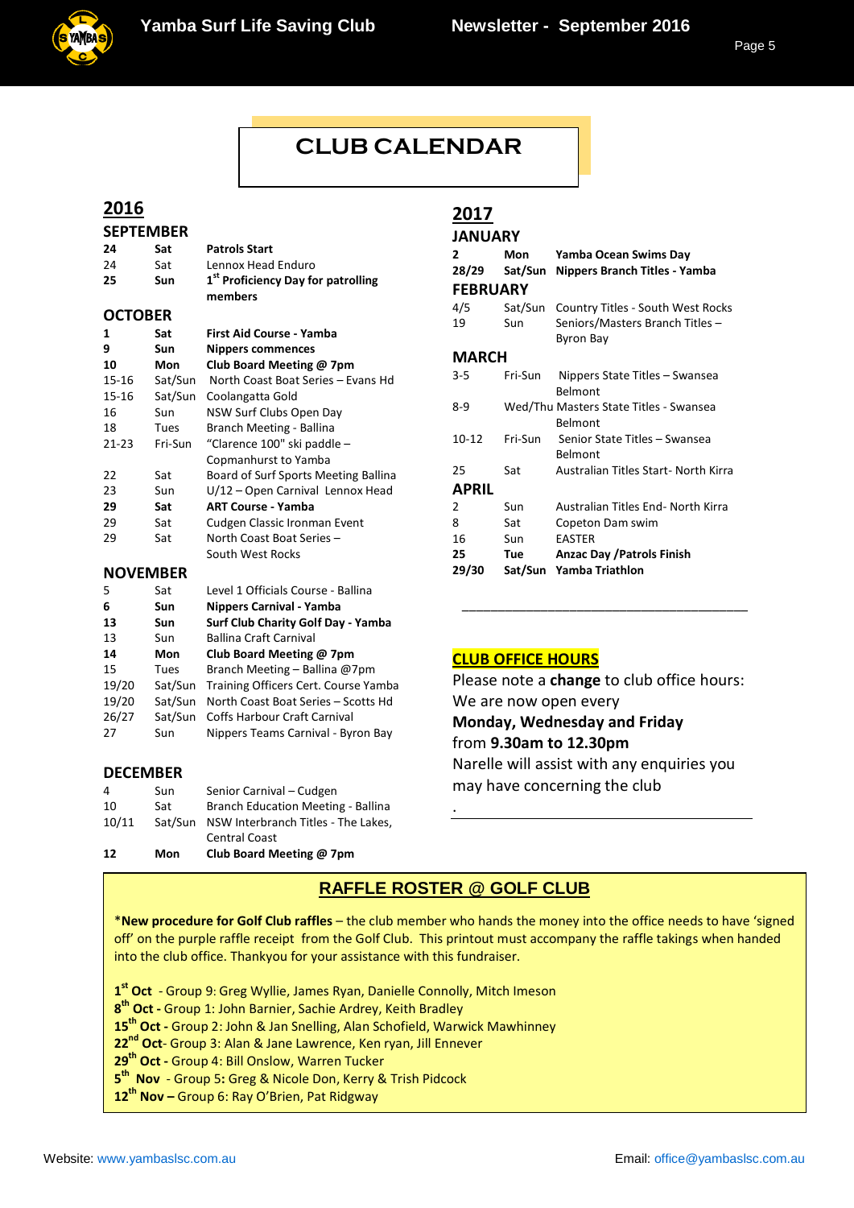# CLUB CALENDAR

## 2016

### SEPTEMBER

| | | |
|---|---|---|
| **24** | **Sat** | **Patrols Start** |
| 24 | Sat | Lennox Head Enduro |
| **25** | **Sun** | **1st Proficiency Day for patrolling members** |

### OCTOBER

| | | |
|---|---|---|
| **1** | **Sat** | **First Aid Course - Yamba** |
| **9** | **Sun** | **Nippers commences** |
| **10** | **Mon** | **Club Board Meeting @ 7pm** |
| 15-16 | Sat/Sun | North Coast Boat Series – Evans Hd |
| 15-16 | Sat/Sun | Coolangatta Gold |
| 16 | Sun | NSW Surf Clubs Open Day |
| 18 | Tues | Branch Meeting - Ballina |
| 21-23 | Fri-Sun | "Clarence 100" ski paddle – Copmanhurst to Yamba |
| 22 | Sat | Board of Surf Sports Meeting Ballina |
| 23 | Sun | U/12 – Open Carnival Lennox Head |
| **29** | **Sat** | **ART Course - Yamba** |
| 29 | Sat | Cudgen Classic Ironman Event |
| 29 | Sat | North Coast Boat Series – South West Rocks |

### NOVEMBER

| | | |
|---|---|---|
| 5 | Sat | Level 1 Officials Course - Ballina |
| **6** | **Sun** | **Nippers Carnival - Yamba** |
| **13** | **Sun** | **Surf Club Charity Golf Day - Yamba** |
| 13 | Sun | Ballina Craft Carnival |
| **14** | **Mon** | **Club Board Meeting @ 7pm** |
| 15 | Tues | Branch Meeting – Ballina @7pm |
| 19/20 | Sat/Sun | Training Officers Cert. Course Yamba |
| 19/20 | Sat/Sun | North Coast Boat Series – Scotts Hd |
| 26/27 | Sat/Sun | Coffs Harbour Craft Carnival |
| 27 | Sun | Nippers Teams Carnival - Byron Bay |

### DECEMBER

| | | |
|---|---|---|
| 4 | Sun | Senior Carnival – Cudgen |
| 10 | Sat | Branch Education Meeting - Ballina |
| 10/11 | Sat/Sun | NSW Interbranch Titles - The Lakes, Central Coast |
| **12** | **Mon** | **Club Board Meeting @ 7pm** |

## 2017

### JANUARY

| | | |
|---|---|---|
| **2** | **Mon** | **Yamba Ocean Swims Day** |
| **28/29** | **Sat/Sun** | **Nippers Branch Titles - Yamba** |

### FEBRUARY

| | | |
|---|---|---|
| 4/5 | Sat/Sun | Country Titles - South West Rocks |
| 19 | Sun | Seniors/Masters Branch Titles – Byron Bay |

### MARCH

| | | |
|---|---|---|
| 3-5 | Fri-Sun | Nippers State Titles – Swansea Belmont |
| 8-9 | Wed/Thu | Masters State Titles - Swansea Belmont |
| 10-12 | Fri-Sun | Senior State Titles – Swansea Belmont |
| 25 | Sat | Australian Titles Start- North Kirra |

### APRIL

| | | |
|---|---|---|
| 2 | Sun | Australian Titles End- North Kirra |
| 8 | Sat | Copeton Dam swim |
| 16 | Sun | EASTER |
| **25** | **Tue** | **Anzac Day /Patrols Finish** |
| **29/30** | **Sat/Sun** | **Yamba Triathlon** |

---

## CLUB OFFICE HOURS

Please note a **change** to club office hours:
We are now open every
**Monday, Wednesday and Friday**
from **9.30am to 12.30pm**
Narelle will assist with any enquiries you may have concerning the club

.

## RAFFLE ROSTER @ GOLF CLUB

*__New procedure for Golf Club raffles__ – the club member who hands the money into the office needs to have 'signed off' on the purple raffle receipt from the Golf Club. This printout must accompany the raffle takings when handed into the club office. Thankyou for your assistance with this fundraiser.

**1st Oct** - Group 9: Greg Wyllie, James Ryan, Danielle Connolly, Mitch Imeson
**8th Oct -** Group 1: John Barnier, Sachie Ardrey, Keith Bradley
**15th Oct -** Group 2: John & Jan Snelling, Alan Schofield, Warwick Mawhinney
**22nd Oct**- Group 3: Alan & Jane Lawrence, Ken ryan, Jill Ennever
**29th Oct -** Group 4: Bill Onslow, Warren Tucker
**5th Nov** - Group 5**:** Greg & Nicole Don, Kerry & Trish Pidcock
**12th Nov –** Group 6: Ray O'Brien, Pat Ridgway

Website: www.yambaslsc.com.au    Email: office@yambaslsc.com.au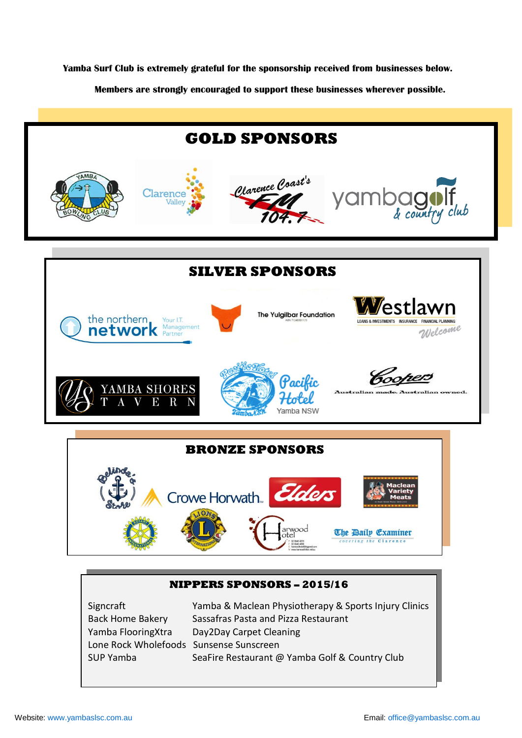**Yamba Surf Club is extremely grateful for the sponsorship received from businesses below.**

**Members are strongly encouraged to support these businesses wherever possible.**

## GOLD SPONSORS

Yamba Bowling Club

Clarence Valley

Clarence Coast's FM 104.7

yambagolf & country club

## SILVER SPONSORS

the northern network Your I.T. Management Partner

The Yulgilbar Foundation

Westlawn Loans & Investments Insurance Financial Planning Welcome

Yamba Shores Tavern

Pacific Hotel Yamba NSW

Coopers Australian made. Australian owned.

## BRONZE SPONSORS

Belinda's Store

Crowe Horwath.

Elders

Maclean Variety Meats

Rotary International

Lions International

Harwood Hotel

The Daily Examiner covering the Clarence

## NIPPERS SPONSORS – 2015/16

| | |
|---|---|
| Signcraft | Yamba & Maclean Physiotherapy & Sports Injury Clinics |
| Back Home Bakery | Sassafras Pasta and Pizza Restaurant |
| Yamba FlooringXtra | Day2Day Carpet Cleaning |
| Lone Rock Wholefoods | Sunsense Sunscreen |
| SUP Yamba | SeaFire Restaurant @ Yamba Golf & Country Club |

Website: www.yambaslsc.com.au

Email: office@yambaslsc.com.au